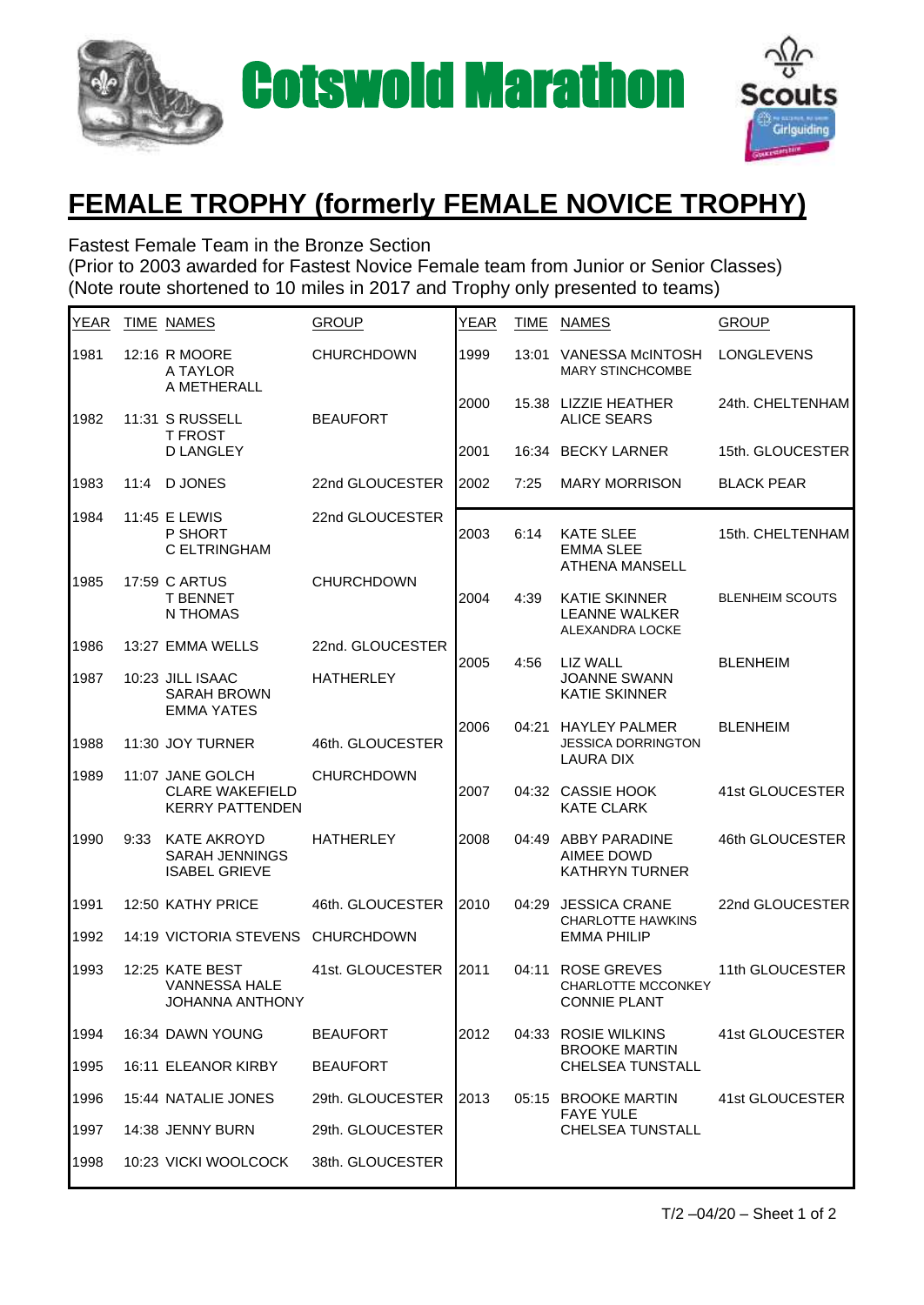# Cotswold Marathon

## FEMALE TROPHY (formerly FEMALE NOVICE TROPHY)

Fastest Female Team in the Bronze Section
(Prior to 2003 awarded for Fastest Novice Female team from Junior or Senior Classes)
(Note route shortened to 10 miles in 2017 and Trophy only presented to teams)

| YEAR | TIME | NAMES | GROUP |
|---|---|---|---|
| 1981 | 12:16 | R MOORE<br>A TAYLOR<br>A METHERALL | CHURCHDOWN |
| 1982 | 11:31 | S RUSSELL<br>T FROST<br>D LANGLEY | BEAUFORT |
| 1983 | 11:4 | D JONES | 22nd GLOUCESTER |
| 1984 | 11:45 | E LEWIS<br>P SHORT<br>C ELTRINGHAM | 22nd GLOUCESTER |
| 1985 | 17:59 | C ARTUS<br>T BENNET<br>N THOMAS | CHURCHDOWN |
| 1986 | 13:27 | EMMA WELLS | 22nd. GLOUCESTER |
| 1987 | 10:23 | JILL ISAAC<br>SARAH BROWN<br>EMMA YATES | HATHERLEY |
| 1988 | 11:30 | JOY TURNER | 46th. GLOUCESTER |
| 1989 | 11:07 | JANE GOLCH<br>CLARE WAKEFIELD<br>KERRY PATTENDEN | CHURCHDOWN |
| 1990 | 9:33 | KATE AKROYD<br>SARAH JENNINGS<br>ISABEL GRIEVE | HATHERLEY |
| 1991 | 12:50 | KATHY PRICE | 46th. GLOUCESTER |
| 1992 | 14:19 | VICTORIA STEVENS | CHURCHDOWN |
| 1993 | 12:25 | KATE BEST<br>VANNESSA HALE<br>JOHANNA ANTHONY | 41st. GLOUCESTER |
| 1994 | 16:34 | DAWN YOUNG | BEAUFORT |
| 1995 | 16:11 | ELEANOR KIRBY | BEAUFORT |
| 1996 | 15:44 | NATALIE JONES | 29th. GLOUCESTER |
| 1997 | 14:38 | JENNY BURN | 29th. GLOUCESTER |
| 1998 | 10:23 | VICKI WOOLCOCK | 38th. GLOUCESTER |
| 1999 | 13:01 | VANESSA McINTOSH<br>MARY STINCHCOMBE | LONGLEVENS |
| 2000 | 15.38 | LIZZIE HEATHER<br>ALICE SEARS | 24th. CHELTENHAM |
| 2001 | 16:34 | BECKY LARNER | 15th. GLOUCESTER |
| 2002 | 7:25 | MARY MORRISON | BLACK PEAR |
| 2003 | 6:14 | KATE SLEE<br>EMMA SLEE<br>ATHENA MANSELL | 15th. CHELTENHAM |
| 2004 | 4:39 | KATIE SKINNER<br>LEANNE WALKER<br>ALEXANDRA LOCKE | BLENHEIM SCOUTS |
| 2005 | 4:56 | LIZ WALL<br>JOANNE SWANN<br>KATIE SKINNER | BLENHEIM |
| 2006 | 04:21 | HAYLEY PALMER<br>JESSICA DORRINGTON<br>LAURA DIX | BLENHEIM |
| 2007 | 04:32 | CASSIE HOOK<br>KATE CLARK | 41st GLOUCESTER |
| 2008 | 04:49 | ABBY PARADINE<br>AIMEE DOWD<br>KATHRYN TURNER | 46th GLOUCESTER |
| 2010 | 04:29 | JESSICA CRANE<br>CHARLOTTE HAWKINS<br>EMMA PHILIP | 22nd GLOUCESTER |
| 2011 | 04:11 | ROSE GREVES<br>CHARLOTTE MCCONKEY<br>CONNIE PLANT | 11th GLOUCESTER |
| 2012 | 04:33 | ROSIE WILKINS<br>BROOKE MARTIN<br>CHELSEA TUNSTALL | 41st GLOUCESTER |
| 2013 | 05:15 | BROOKE MARTIN<br>FAYE YULE<br>CHELSEA TUNSTALL | 41st GLOUCESTER |

T/2 –04/20 – Sheet 1 of 2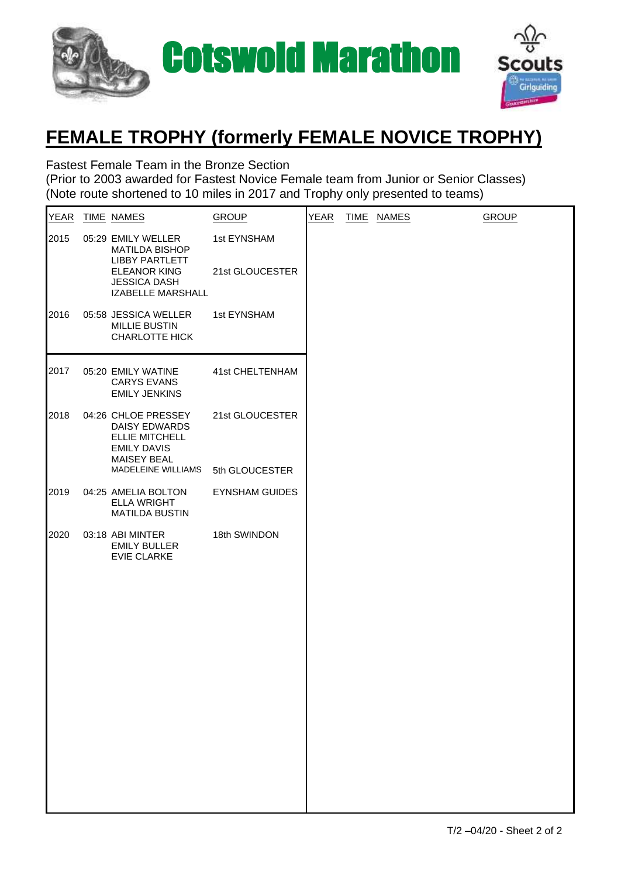# Cotswold Marathon

## FEMALE TROPHY (formerly FEMALE NOVICE TROPHY)

Fastest Female Team in the Bronze Section
(Prior to 2003 awarded for Fastest Novice Female team from Junior or Senior Classes)
(Note route shortened to 10 miles in 2017 and Trophy only presented to teams)

| YEAR | TIME | NAMES | GROUP |
|---|---|---|---|
| 2015 | 05:29 | EMILY WELLER<br>MATILDA BISHOP<br>LIBBY PARTLETT | 1st EYNSHAM |
| | | ELEANOR KING<br>JESSICA DASH<br>IZABELLE MARSHALL | 21st GLOUCESTER |
| 2016 | 05:58 | JESSICA WELLER<br>MILLIE BUSTIN<br>CHARLOTTE HICK | 1st EYNSHAM |
| 2017 | 05:20 | EMILY WATINE<br>CARYS EVANS<br>EMILY JENKINS | 41st CHELTENHAM |
| 2018 | 04:26 | CHLOE PRESSEY<br>DAISY EDWARDS<br>ELLIE MITCHELL<br>EMILY DAVIS<br>MAISEY BEAL | 21st GLOUCESTER |
| | | MADELEINE WILLIAMS | 5th GLOUCESTER |
| 2019 | 04:25 | AMELIA BOLTON<br>ELLA WRIGHT<br>MATILDA BUSTIN | EYNSHAM GUIDES |
| 2020 | 03:18 | ABI MINTER<br>EMILY BULLER<br>EVIE CLARKE | 18th SWINDON |

| YEAR | TIME | NAMES | GROUP |
|---|---|---|---|